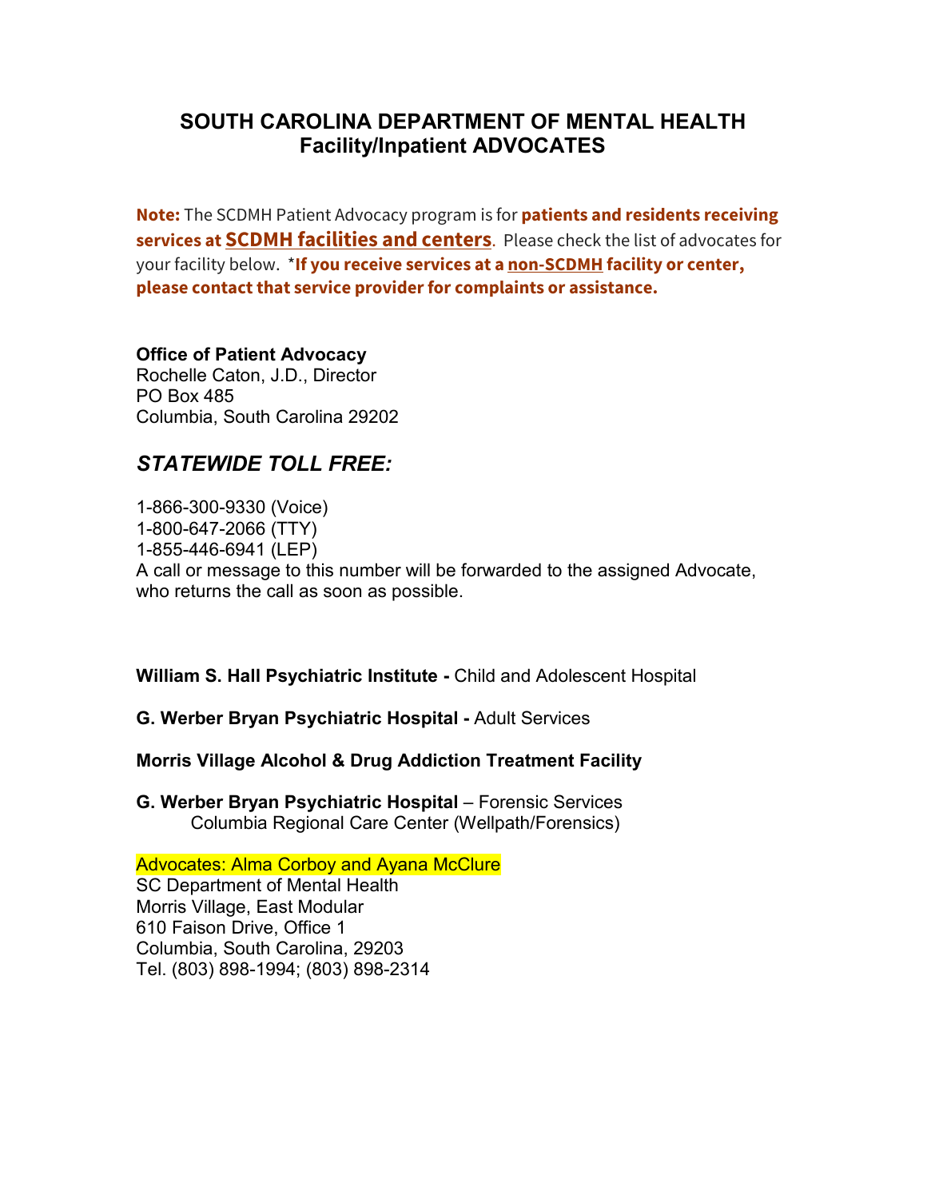# SOUTH CAROLINA DEPARTMENT OF MENTAL HEALTH
## Facility/Inpatient ADVOCATES

**Note:** The SCDMH Patient Advocacy program is for **patients and residents receiving services at SCDMH facilities and centers**. Please check the list of advocates for your facility below. ***If you receive services at a non-SCDMH facility or center, please contact that service provider for complaints or assistance.**

**Office of Patient Advocacy**
Rochelle Caton, J.D., Director
PO Box 485
Columbia, South Carolina 29202

### *STATEWIDE TOLL FREE:*

1-866-300-9330 (Voice)
1-800-647-2066 (TTY)
1-855-446-6941 (LEP)
A call or message to this number will be forwarded to the assigned Advocate, who returns the call as soon as possible.

**William S. Hall Psychiatric Institute -** Child and Adolescent Hospital

**G. Werber Bryan Psychiatric Hospital -** Adult Services

**Morris Village Alcohol & Drug Addiction Treatment Facility**

**G. Werber Bryan Psychiatric Hospital** – Forensic Services
Columbia Regional Care Center (Wellpath/Forensics)

Advocates: Alma Corboy and Ayana McClure
SC Department of Mental Health
Morris Village, East Modular
610 Faison Drive, Office 1
Columbia, South Carolina, 29203
Tel. (803) 898-1994; (803) 898-2314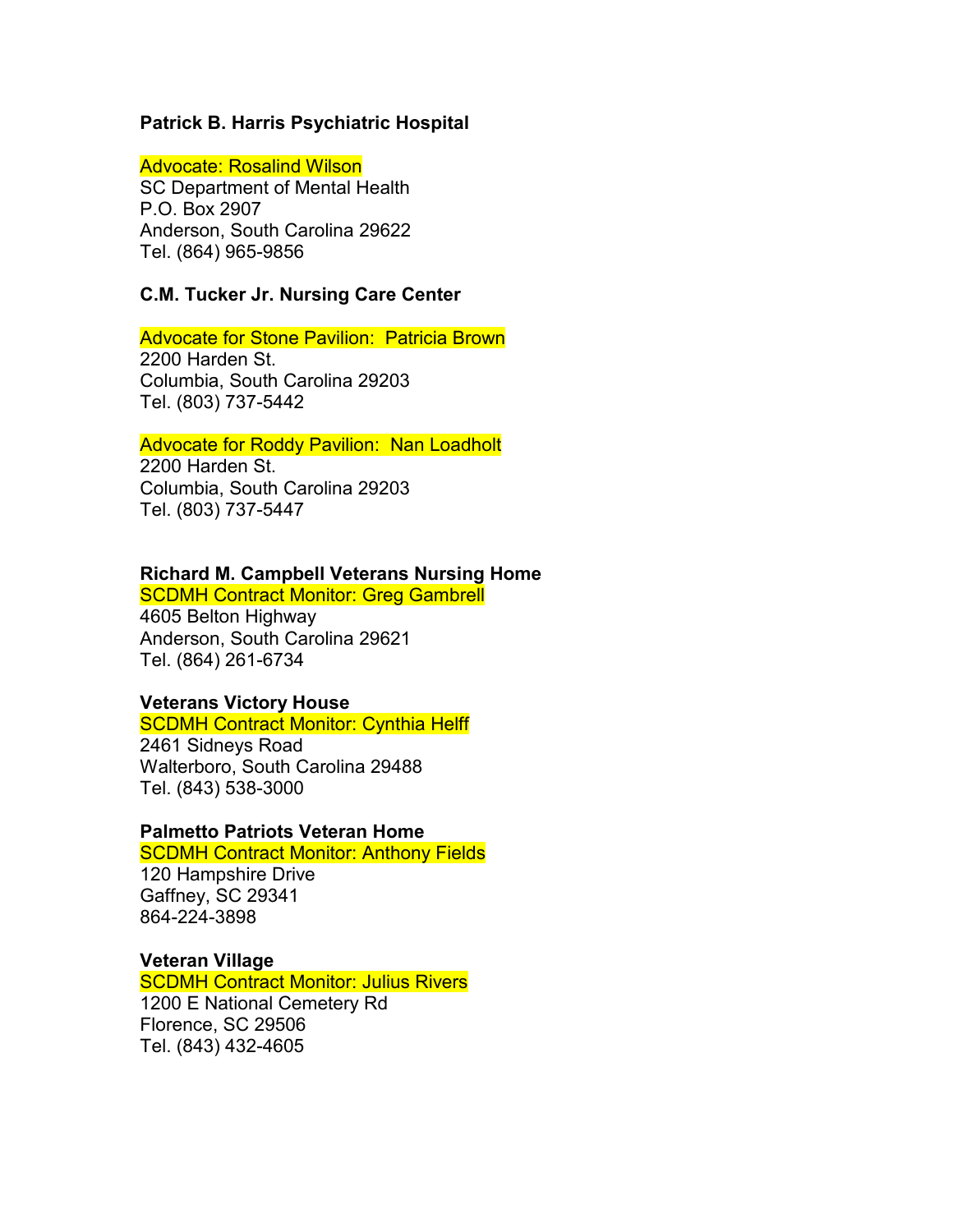**Patrick B. Harris Psychiatric Hospital**

Advocate: Rosalind Wilson
SC Department of Mental Health
P.O. Box 2907
Anderson, South Carolina 29622
Tel. (864) 965-9856

**C.M. Tucker Jr. Nursing Care Center**

Advocate for Stone Pavilion: Patricia Brown
2200 Harden St.
Columbia, South Carolina 29203
Tel. (803) 737-5442

Advocate for Roddy Pavilion: Nan Loadholt
2200 Harden St.
Columbia, South Carolina 29203
Tel. (803) 737-5447

**Richard M. Campbell Veterans Nursing Home**
SCDMH Contract Monitor: Greg Gambrell
4605 Belton Highway
Anderson, South Carolina 29621
Tel. (864) 261-6734

**Veterans Victory House**
SCDMH Contract Monitor: Cynthia Helff
2461 Sidneys Road
Walterboro, South Carolina 29488
Tel. (843) 538-3000

**Palmetto Patriots Veteran Home**
SCDMH Contract Monitor: Anthony Fields
120 Hampshire Drive
Gaffney, SC 29341
864-224-3898

**Veteran Village**
SCDMH Contract Monitor: Julius Rivers
1200 E National Cemetery Rd
Florence, SC 29506
Tel. (843) 432-4605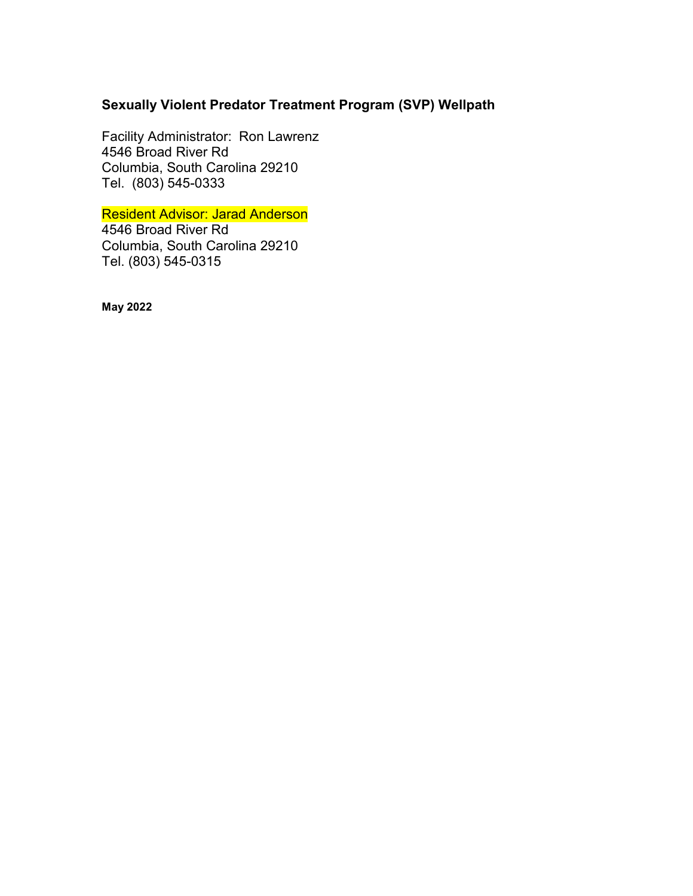**Sexually Violent Predator Treatment Program (SVP) Wellpath**

Facility Administrator: Ron Lawrenz
4546 Broad River Rd
Columbia, South Carolina 29210
Tel. (803) 545-0333

Resident Advisor: Jarad Anderson
4546 Broad River Rd
Columbia, South Carolina 29210
Tel. (803) 545-0315

**May 2022**